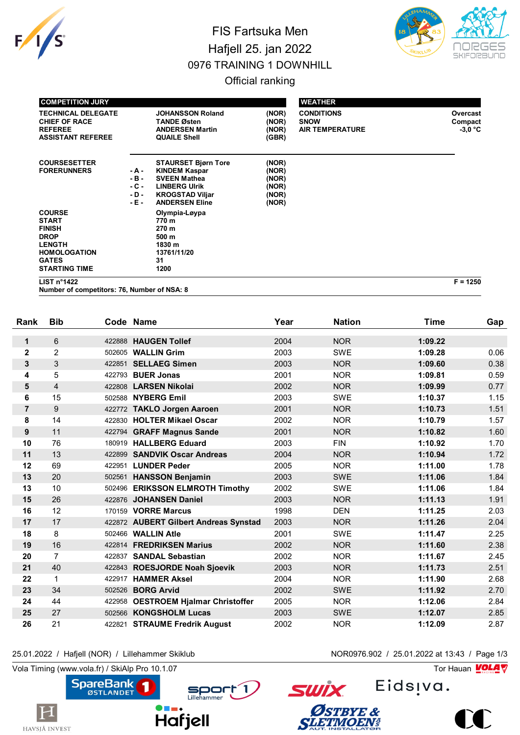# FIS Fartsuka Men

## Hafjell 25. jan 2022

## 0976 TRAINING 1 DOWNHILL

### Official ranking

| COMPETITION JURY | | | |
|---|---|---|---|
| TECHNICAL DELEGATE | | JOHANSSON Roland | (NOR) |
| CHIEF OF RACE | | TANDE Østen | (NOR) |
| REFEREE | | ANDERSEN Martin | (NOR) |
| ASSISTANT REFEREE | | QUAILE Shell | (GBR) |
| COURSESETTER | | STAURSET Bjørn Tore | (NOR) |
| FORERUNNERS | - A - | KINDEM Kaspar | (NOR) |
| | - B - | SVEEN Mathea | (NOR) |
| | - C - | LINBERG Ulrik | (NOR) |
| | - D - | KROGSTAD Viljar | (NOR) |
| | - E - | ANDERSEN Eline | (NOR) |
| COURSE | | Olympia-Løypa | |
| START | | 770 m | |
| FINISH | | 270 m | |
| DROP | | 500 m | |
| LENGTH | | 1830 m | |
| HOMOLOGATION | | 13761/11/20 | |
| GATES | | 31 | |
| STARTING TIME | | 1200 | |

| WEATHER | |
|---|---|
| CONDITIONS | Overcast |
| SNOW | Compact |
| AIR TEMPERATURE | -3,0 °C |

LIST n°1422 F = 1250

Number of competitors: 76, Number of NSA: 8

| Rank | Bib | Code | Name | Year | Nation | Time | Gap |
|---|---|---|---|---|---|---|---|
| 1 | 6 | 422888 | HAUGEN Tollef | 2004 | NOR | 1:09.22 | |
| 2 | 2 | 502605 | WALLIN Grim | 2003 | SWE | 1:09.28 | 0.06 |
| 3 | 3 | 422851 | SELLAEG Simen | 2003 | NOR | 1:09.60 | 0.38 |
| 4 | 5 | 422793 | BUER Jonas | 2001 | NOR | 1:09.81 | 0.59 |
| 5 | 4 | 422808 | LARSEN Nikolai | 2002 | NOR | 1:09.99 | 0.77 |
| 6 | 15 | 502588 | NYBERG Emil | 2003 | SWE | 1:10.37 | 1.15 |
| 7 | 9 | 422772 | TAKLO Jorgen Aaroen | 2001 | NOR | 1:10.73 | 1.51 |
| 8 | 14 | 422830 | HOLTER Mikael Oscar | 2002 | NOR | 1:10.79 | 1.57 |
| 9 | 11 | 422794 | GRAFF Magnus Sande | 2001 | NOR | 1:10.82 | 1.60 |
| 10 | 76 | 180919 | HALLBERG Eduard | 2003 | FIN | 1:10.92 | 1.70 |
| 11 | 13 | 422899 | SANDVIK Oscar Andreas | 2004 | NOR | 1:10.94 | 1.72 |
| 12 | 69 | 422951 | LUNDER Peder | 2005 | NOR | 1:11.00 | 1.78 |
| 13 | 20 | 502561 | HANSSON Benjamin | 2003 | SWE | 1:11.06 | 1.84 |
| 13 | 10 | 502496 | ERIKSSON ELMROTH Timothy | 2002 | SWE | 1:11.06 | 1.84 |
| 15 | 26 | 422876 | JOHANSEN Daniel | 2003 | NOR | 1:11.13 | 1.91 |
| 16 | 12 | 170159 | VORRE Marcus | 1998 | DEN | 1:11.25 | 2.03 |
| 17 | 17 | 422872 | AUBERT Gilbert Andreas Synstad | 2003 | NOR | 1:11.26 | 2.04 |
| 18 | 8 | 502466 | WALLIN Atle | 2001 | SWE | 1:11.47 | 2.25 |
| 19 | 16 | 422814 | FREDRIKSEN Marius | 2002 | NOR | 1:11.60 | 2.38 |
| 20 | 7 | 422837 | SANDAL Sebastian | 2002 | NOR | 1:11.67 | 2.45 |
| 21 | 40 | 422843 | ROESJORDE Noah Sjoevik | 2003 | NOR | 1:11.73 | 2.51 |
| 22 | 1 | 422917 | HAMMER Aksel | 2004 | NOR | 1:11.90 | 2.68 |
| 23 | 34 | 502526 | BORG Arvid | 2002 | SWE | 1:11.92 | 2.70 |
| 24 | 44 | 422958 | OESTROEM Hjalmar Christoffer | 2005 | NOR | 1:12.06 | 2.84 |
| 25 | 27 | 502566 | KONGSHOLM Lucas | 2003 | SWE | 1:12.07 | 2.85 |
| 26 | 21 | 422821 | STRAUME Fredrik August | 2002 | NOR | 1:12.09 | 2.87 |

25.01.2022 / Hafjell (NOR) / Lillehammer Skiklub NOR0976.902 / 25.01.2022 at 13:43

Vola Timing (www.vola.fr) / SkiAlp Pro 10.1.07 Tor Hauan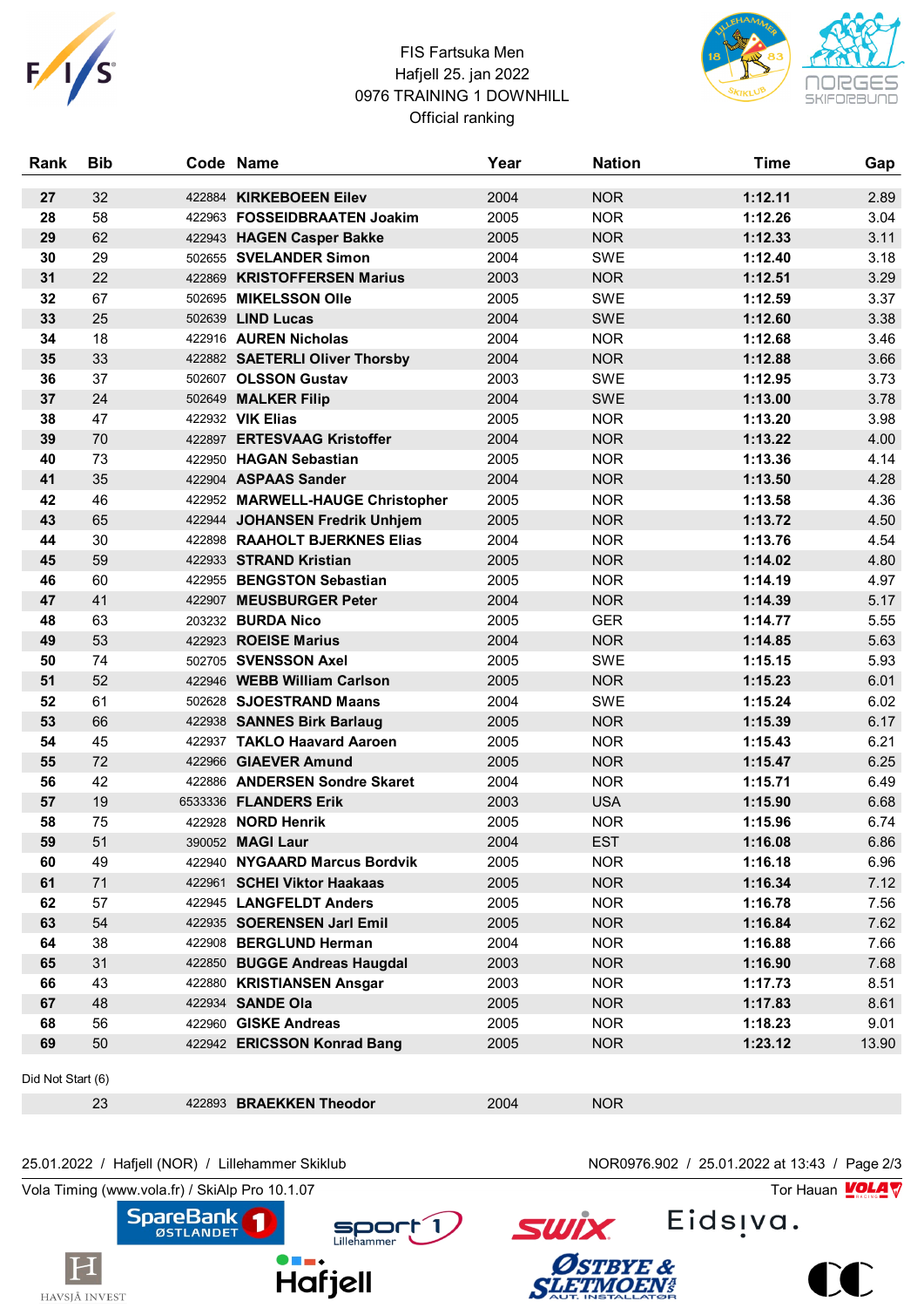FIS Fartsuka Men
Hafjell 25. jan 2022
0976 TRAINING 1 DOWNHILL
Official ranking

| Rank | Bib | Code | Name | Year | Nation | Time | Gap |
|---|---|---|---|---|---|---|---|
| 27 | 32 | 422884 | **KIRKEBOEEN Eilev** | 2004 | NOR | **1:12.11** | 2.89 |
| 28 | 58 | 422963 | **FOSSEIDBRAATEN Joakim** | 2005 | NOR | **1:12.26** | 3.04 |
| 29 | 62 | 422943 | **HAGEN Casper Bakke** | 2005 | NOR | **1:12.33** | 3.11 |
| 30 | 29 | 502655 | **SVELANDER Simon** | 2004 | SWE | **1:12.40** | 3.18 |
| 31 | 22 | 422869 | **KRISTOFFERSEN Marius** | 2003 | NOR | **1:12.51** | 3.29 |
| 32 | 67 | 502695 | **MIKELSSON Olle** | 2005 | SWE | **1:12.59** | 3.37 |
| 33 | 25 | 502639 | **LIND Lucas** | 2004 | SWE | **1:12.60** | 3.38 |
| 34 | 18 | 422916 | **AUREN Nicholas** | 2004 | NOR | **1:12.68** | 3.46 |
| 35 | 33 | 422882 | **SAETERLI Oliver Thorsby** | 2004 | NOR | **1:12.88** | 3.66 |
| 36 | 37 | 502607 | **OLSSON Gustav** | 2003 | SWE | **1:12.95** | 3.73 |
| 37 | 24 | 502649 | **MALKER Filip** | 2004 | SWE | **1:13.00** | 3.78 |
| 38 | 47 | 422932 | **VIK Elias** | 2005 | NOR | **1:13.20** | 3.98 |
| 39 | 70 | 422897 | **ERTESVAAG Kristoffer** | 2004 | NOR | **1:13.22** | 4.00 |
| 40 | 73 | 422950 | **HAGAN Sebastian** | 2005 | NOR | **1:13.36** | 4.14 |
| 41 | 35 | 422904 | **ASPAAS Sander** | 2004 | NOR | **1:13.50** | 4.28 |
| 42 | 46 | 422952 | **MARWELL-HAUGE Christopher** | 2005 | NOR | **1:13.58** | 4.36 |
| 43 | 65 | 422944 | **JOHANSEN Fredrik Unhjem** | 2005 | NOR | **1:13.72** | 4.50 |
| 44 | 30 | 422898 | **RAAHOLT BJERKNES Elias** | 2004 | NOR | **1:13.76** | 4.54 |
| 45 | 59 | 422933 | **STRAND Kristian** | 2005 | NOR | **1:14.02** | 4.80 |
| 46 | 60 | 422955 | **BENGSTON Sebastian** | 2005 | NOR | **1:14.19** | 4.97 |
| 47 | 41 | 422907 | **MEUSBURGER Peter** | 2004 | NOR | **1:14.39** | 5.17 |
| 48 | 63 | 203232 | **BURDA Nico** | 2005 | GER | **1:14.77** | 5.55 |
| 49 | 53 | 422923 | **ROEISE Marius** | 2004 | NOR | **1:14.85** | 5.63 |
| 50 | 74 | 502705 | **SVENSSON Axel** | 2005 | SWE | **1:15.15** | 5.93 |
| 51 | 52 | 422946 | **WEBB William Carlson** | 2005 | NOR | **1:15.23** | 6.01 |
| 52 | 61 | 502628 | **SJOESTRAND Maans** | 2004 | SWE | **1:15.24** | 6.02 |
| 53 | 66 | 422938 | **SANNES Birk Barlaug** | 2005 | NOR | **1:15.39** | 6.17 |
| 54 | 45 | 422937 | **TAKLO Haavard Aaroen** | 2005 | NOR | **1:15.43** | 6.21 |
| 55 | 72 | 422966 | **GIAEVER Amund** | 2005 | NOR | **1:15.47** | 6.25 |
| 56 | 42 | 422886 | **ANDERSEN Sondre Skaret** | 2004 | NOR | **1:15.71** | 6.49 |
| 57 | 19 | 6533336 | **FLANDERS Erik** | 2003 | USA | **1:15.90** | 6.68 |
| 58 | 75 | 422928 | **NORD Henrik** | 2005 | NOR | **1:15.96** | 6.74 |
| 59 | 51 | 390052 | **MAGI Laur** | 2004 | EST | **1:16.08** | 6.86 |
| 60 | 49 | 422940 | **NYGAARD Marcus Bordvik** | 2005 | NOR | **1:16.18** | 6.96 |
| 61 | 71 | 422961 | **SCHEI Viktor Haakaas** | 2005 | NOR | **1:16.34** | 7.12 |
| 62 | 57 | 422945 | **LANGFELDT Anders** | 2005 | NOR | **1:16.78** | 7.56 |
| 63 | 54 | 422935 | **SOERENSEN Jarl Emil** | 2005 | NOR | **1:16.84** | 7.62 |
| 64 | 38 | 422908 | **BERGLUND Herman** | 2004 | NOR | **1:16.88** | 7.66 |
| 65 | 31 | 422850 | **BUGGE Andreas Haugdal** | 2003 | NOR | **1:16.90** | 7.68 |
| 66 | 43 | 422880 | **KRISTIANSEN Ansgar** | 2003 | NOR | **1:17.73** | 8.51 |
| 67 | 48 | 422934 | **SANDE Ola** | 2005 | NOR | **1:17.83** | 8.61 |
| 68 | 56 | 422960 | **GISKE Andreas** | 2005 | NOR | **1:18.23** | 9.01 |
| 69 | 50 | 422942 | **ERICSSON Konrad Bang** | 2005 | NOR | **1:23.12** | 13.90 |

Did Not Start (6)

| Rank | Bib | Code | Name | Year | Nation | Time | Gap |
|---|---|---|---|---|---|---|---|
| | 23 | 422893 | **BRAEKKEN Theodor** | 2004 | NOR | | |

25.01.2022 / Hafjell (NOR) / Lillehammer Skiklub — NOR0976.902 / 25.01.2022 at 13:43

Vola Timing (www.vola.fr) / SkiAlp Pro 10.1.07 — Tor Hauan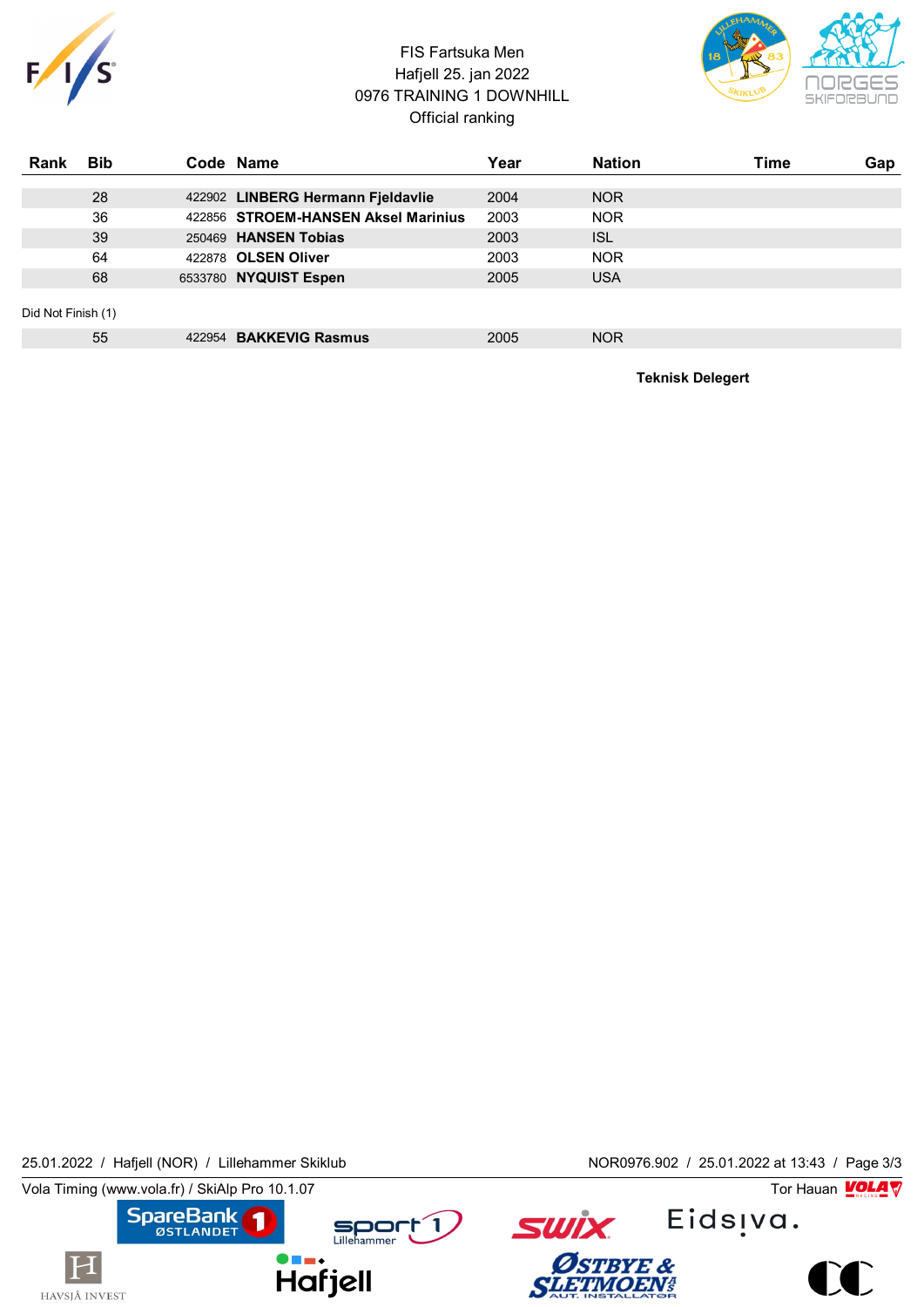FIS Fartsuka Men
Hafjell 25. jan 2022
0976 TRAINING 1 DOWNHILL
Official ranking

| Rank | Bib | Code | Name | Year | Nation | Time | Gap |
|---|---|---|---|---|---|---|---|
| | 28 | 422902 | **LINBERG Hermann Fjeldavlie** | 2004 | NOR | | |
| | 36 | 422856 | **STROEM-HANSEN Aksel Marinius** | 2003 | NOR | | |
| | 39 | 250469 | **HANSEN Tobias** | 2003 | ISL | | |
| | 64 | 422878 | **OLSEN Oliver** | 2003 | NOR | | |
| | 68 | 6533780 | **NYQUIST Espen** | 2005 | USA | | |

Did Not Finish (1)

| | | | | | | | |
|---|---|---|---|---|---|---|---|
| | 55 | 422954 | **BAKKEVIG Rasmus** | 2005 | NOR | | |

**Teknisk Delegert**

25.01.2022 / Hafjell (NOR) / Lillehammer Skiklub

NOR0976.902 / 25.01.2022 at 13:43

Vola Timing (www.vola.fr) / SkiAlp Pro 10.1.07

Tor Hauan